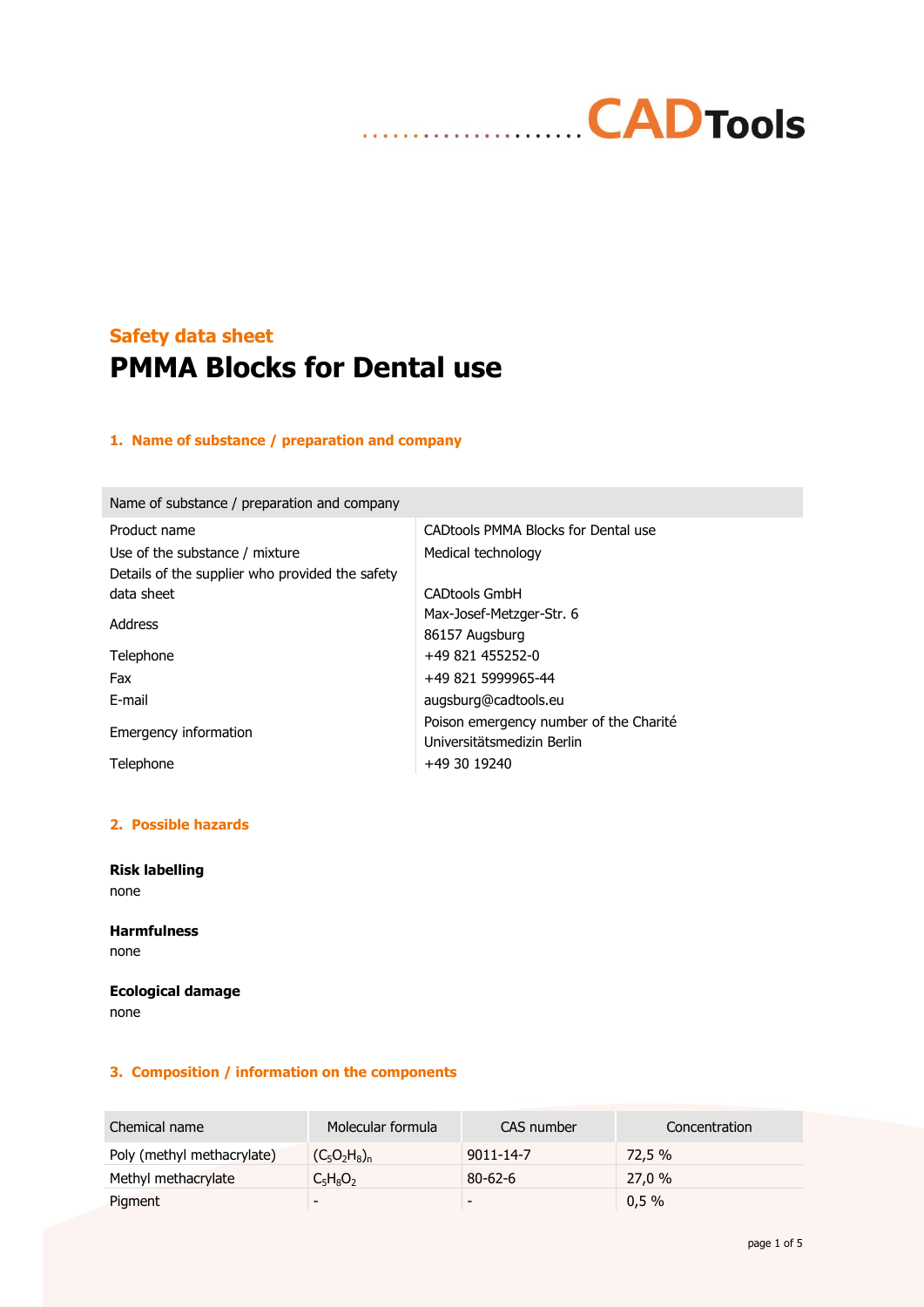CADTools

## Safety data sheet
# PMMA Blocks for Dental use

## 1. Name of substance / preparation and company

| Name of substance / preparation and company | |
|---|---|
| Product name | CADtools PMMA Blocks for Dental use |
| Use of the substance / mixture | Medical technology |
| Details of the supplier who provided the safety data sheet | CADtools GmbH |
| Address | Max-Josef-Metzger-Str. 6<br>86157 Augsburg |
| Telephone | +49 821 455252-0 |
| Fax | +49 821 5999965-44 |
| E-mail | augsburg@cadtools.eu |
| Emergency information | Poison emergency number of the Charité Universitätsmedizin Berlin |
| Telephone | +49 30 19240 |

## 2. Possible hazards

**Risk labelling**
none

**Harmfulness**
none

**Ecological damage**
none

## 3. Composition / information on the components

| Chemical name | Molecular formula | CAS number | Concentration |
|---|---|---|---|
| Poly (methyl methacrylate) | $(C_5O_2H_8)_n$ | 9011-14-7 | 72,5 % |
| Methyl methacrylate | $C_5H_8O_2$ | 80-62-6 | 27,0 % |
| Pigment | - | - | 0,5 % |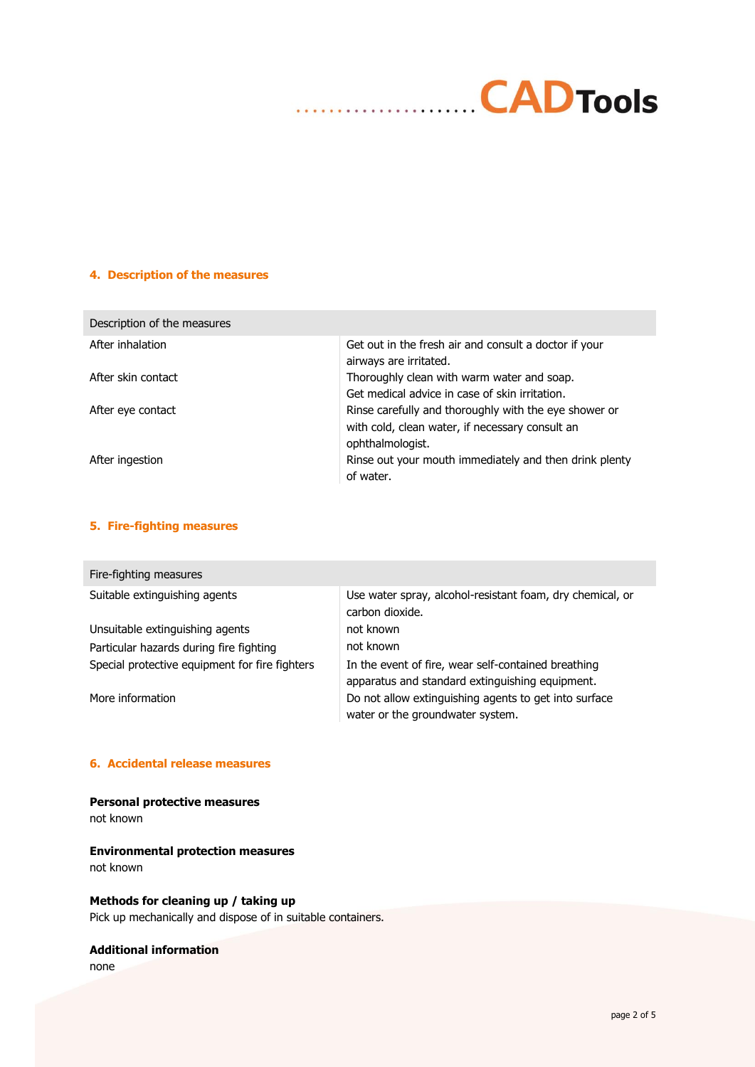## 4. Description of the measures

| Description of the measures | |
|---|---|
| After inhalation | Get out in the fresh air and consult a doctor if your airways are irritated. |
| After skin contact | Thoroughly clean with warm water and soap. Get medical advice in case of skin irritation. |
| After eye contact | Rinse carefully and thoroughly with the eye shower or with cold, clean water, if necessary consult an ophthalmologist. |
| After ingestion | Rinse out your mouth immediately and then drink plenty of water. |

## 5. Fire-fighting measures

| Fire-fighting measures | |
|---|---|
| Suitable extinguishing agents | Use water spray, alcohol-resistant foam, dry chemical, or carbon dioxide. |
| Unsuitable extinguishing agents | not known |
| Particular hazards during fire fighting | not known |
| Special protective equipment for fire fighters | In the event of fire, wear self-contained breathing apparatus and standard extinguishing equipment. |
| More information | Do not allow extinguishing agents to get into surface water or the groundwater system. |

## 6. Accidental release measures

**Personal protective measures**
not known

**Environmental protection measures**
not known

**Methods for cleaning up / taking up**
Pick up mechanically and dispose of in suitable containers.

**Additional information**
none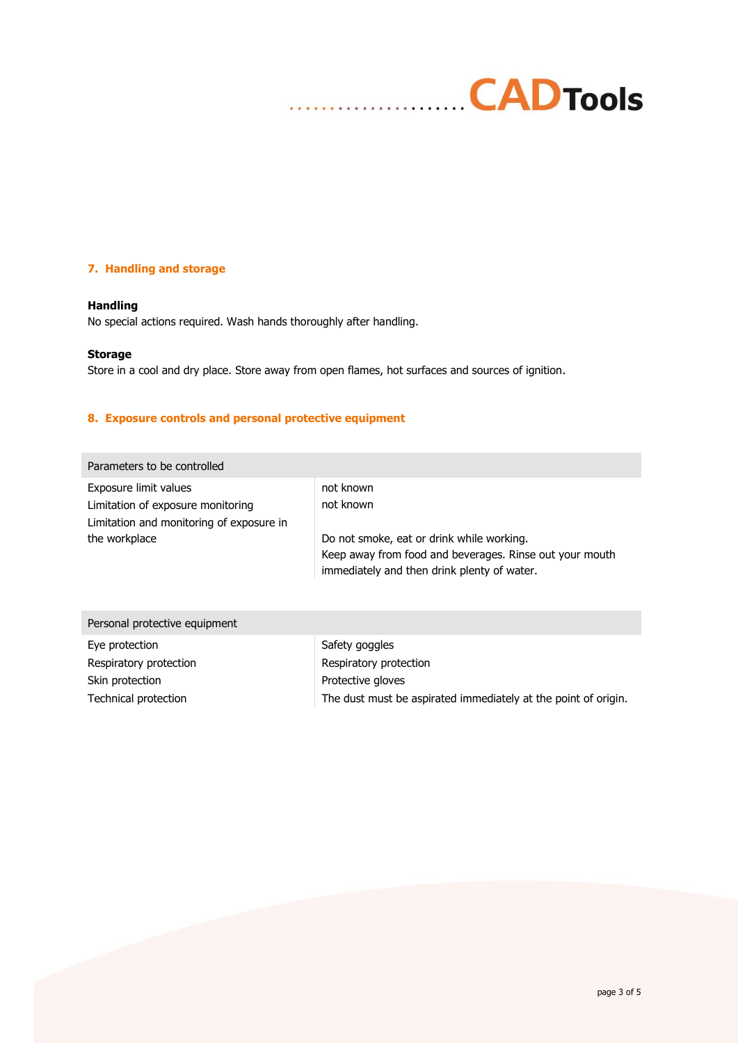## 7. Handling and storage

**Handling**

No special actions required. Wash hands thoroughly after handling.

**Storage**

Store in a cool and dry place. Store away from open flames, hot surfaces and sources of ignition.

## 8. Exposure controls and personal protective equipment

| Parameters to be controlled | |
|---|---|
| Exposure limit values | not known |
| Limitation of exposure monitoring | not known |
| Limitation and monitoring of exposure in the workplace | Do not smoke, eat or drink while working. Keep away from food and beverages. Rinse out your mouth immediately and then drink plenty of water. |

| Personal protective equipment | |
|---|---|
| Eye protection | Safety goggles |
| Respiratory protection | Respiratory protection |
| Skin protection | Protective gloves |
| Technical protection | The dust must be aspirated immediately at the point of origin. |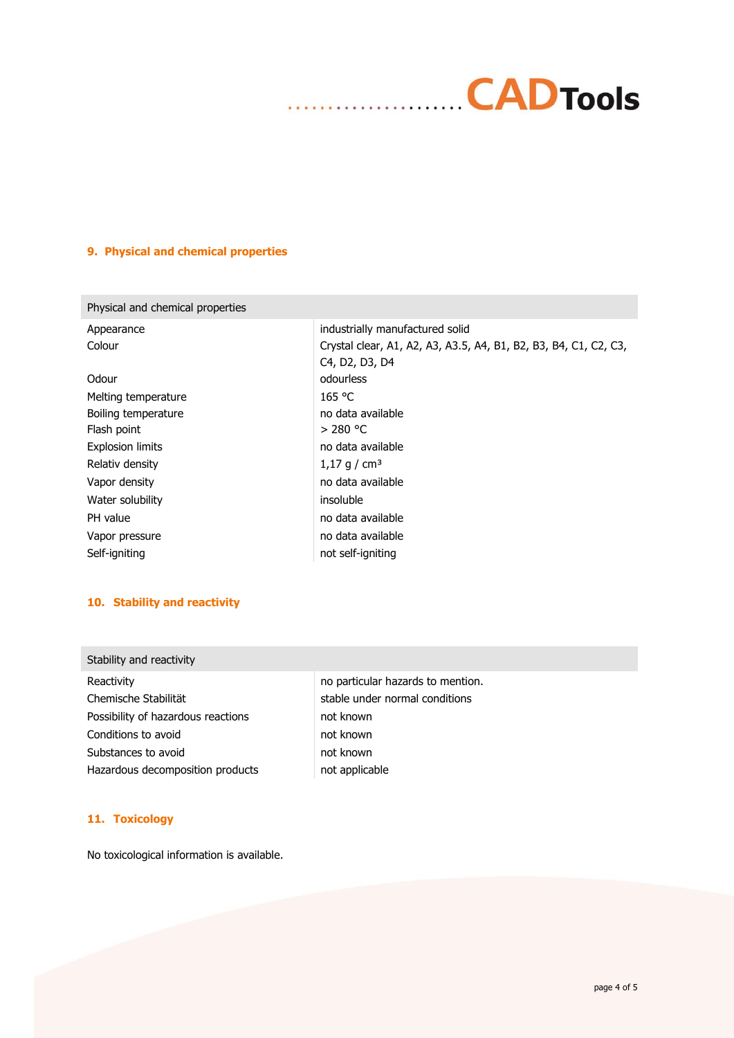## 9. Physical and chemical properties

| Physical and chemical properties | |
|---|---|
| Appearance | industrially manufactured solid |
| Colour | Crystal clear, A1, A2, A3, A3.5, A4, B1, B2, B3, B4, C1, C2, C3, C4, D2, D3, D4 |
| Odour | odourless |
| Melting temperature | 165 °C |
| Boiling temperature | no data available |
| Flash point | > 280 °C |
| Explosion limits | no data available |
| Relativ density | 1,17 g / cm³ |
| Vapor density | no data available |
| Water solubility | insoluble |
| PH value | no data available |
| Vapor pressure | no data available |
| Self-igniting | not self-igniting |

## 10. Stability and reactivity

| Stability and reactivity | |
|---|---|
| Reactivity | no particular hazards to mention. |
| Chemische Stabilität | stable under normal conditions |
| Possibility of hazardous reactions | not known |
| Conditions to avoid | not known |
| Substances to avoid | not known |
| Hazardous decomposition products | not applicable |

## 11. Toxicology

No toxicological information is available.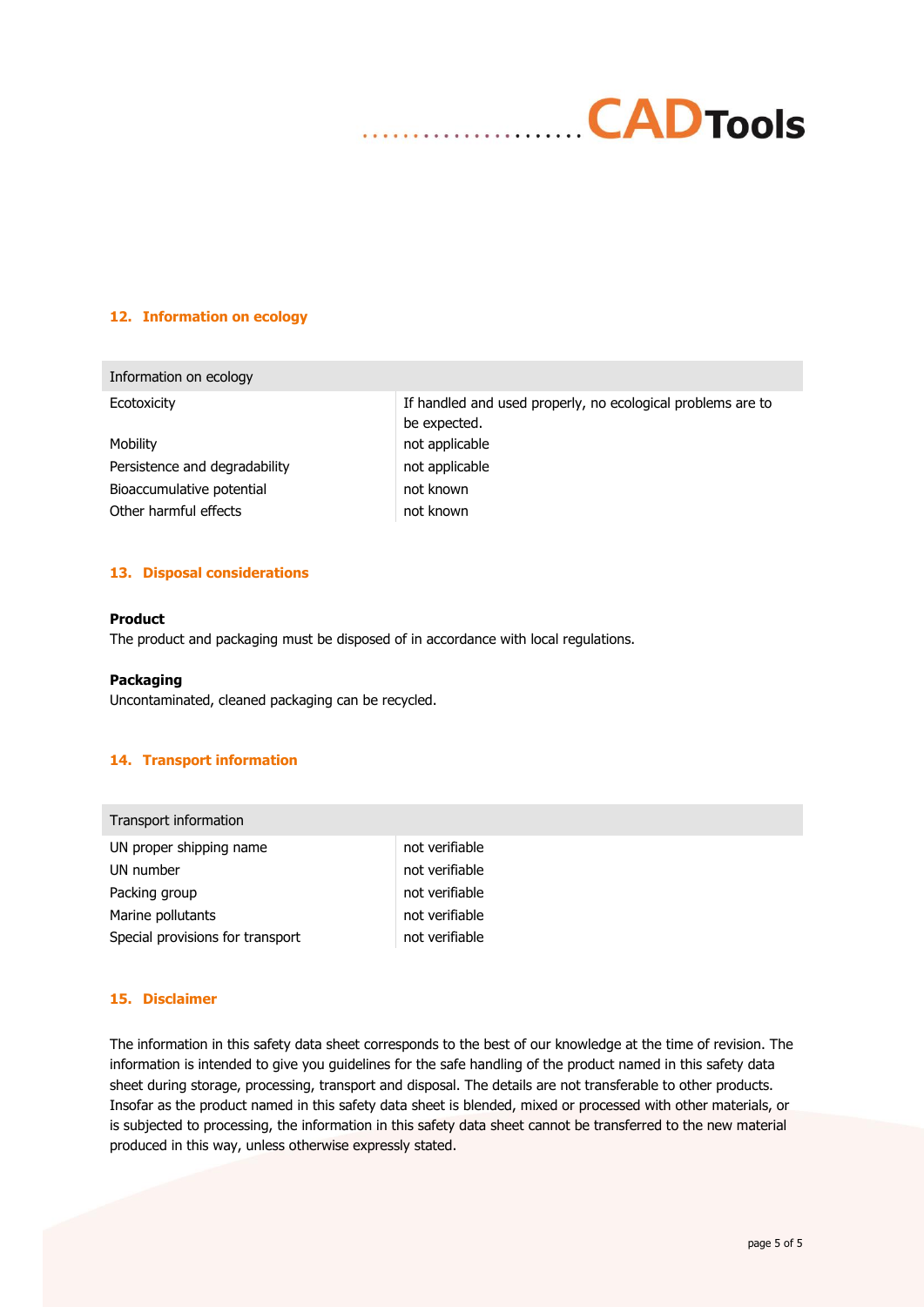## 12. Information on ecology

| Information on ecology | |
|---|---|
| Ecotoxicity | If handled and used properly, no ecological problems are to be expected. |
| Mobility | not applicable |
| Persistence and degradability | not applicable |
| Bioaccumulative potential | not known |
| Other harmful effects | not known |

## 13. Disposal considerations

**Product**

The product and packaging must be disposed of in accordance with local regulations.

**Packaging**

Uncontaminated, cleaned packaging can be recycled.

## 14. Transport information

| Transport information | |
|---|---|
| UN proper shipping name | not verifiable |
| UN number | not verifiable |
| Packing group | not verifiable |
| Marine pollutants | not verifiable |
| Special provisions for transport | not verifiable |

## 15. Disclaimer

The information in this safety data sheet corresponds to the best of our knowledge at the time of revision. The information is intended to give you guidelines for the safe handling of the product named in this safety data sheet during storage, processing, transport and disposal. The details are not transferable to other products. Insofar as the product named in this safety data sheet is blended, mixed or processed with other materials, or is subjected to processing, the information in this safety data sheet cannot be transferred to the new material produced in this way, unless otherwise expressly stated.